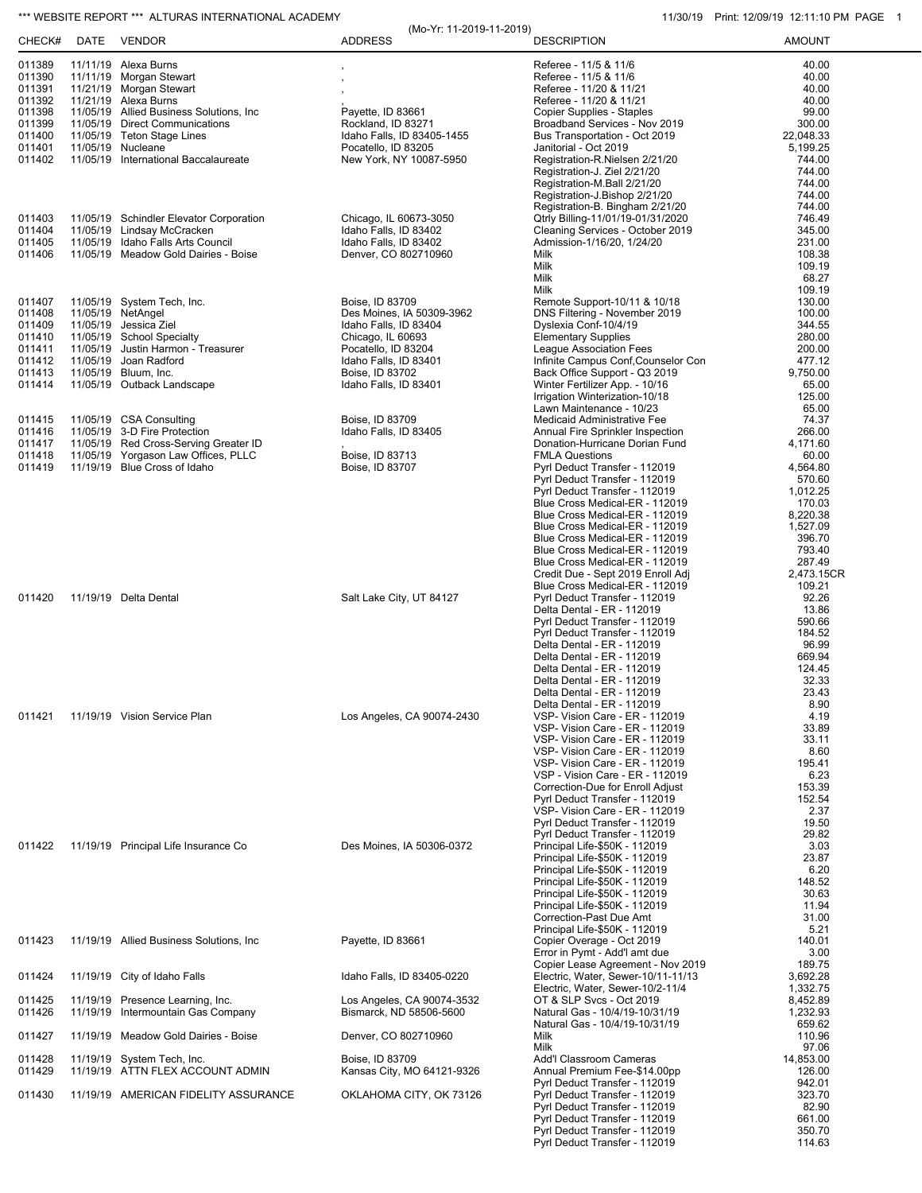*** WEBSITE REPORT *** ALTURAS INTERNATIONAL ACADEMY

11/30/19 Print: 12/09/19 12:11:10 PM

(Mo-Yr: 11-2019-11-2019)

| CHECK# | DATE | VENDOR | ADDRESS | DESCRIPTION | AMOUNT |
|---|---|---|---|---|---|
| 011389 | 11/11/19 | Alexa Burns | , | Referee - 11/5 & 11/6 | 40.00 |
| 011390 | 11/11/19 | Morgan Stewart | , | Referee - 11/5 & 11/6 | 40.00 |
| 011391 | 11/21/19 | Morgan Stewart | , | Referee - 11/20 & 11/21 | 40.00 |
| 011392 | 11/21/19 | Alexa Burns | , | Referee - 11/20 & 11/21 | 40.00 |
| 011398 | 11/05/19 | Allied Business Solutions, Inc | Payette, ID 83661 | Copier Supplies - Staples | 99.00 |
| 011399 | 11/05/19 | Direct Communications | Rockland, ID 83271 | Broadband Services - Nov 2019 | 300.00 |
| 011400 | 11/05/19 | Teton Stage Lines | Idaho Falls, ID 83405-1455 | Bus Transportation - Oct 2019 | 22,048.33 |
| 011401 | 11/05/19 | Nucleane | Pocatello, ID 83205 | Janitorial - Oct 2019 | 5,199.25 |
| 011402 | 11/05/19 | International Baccalaureate | New York, NY 10087-5950 | Registration-R.Nielsen 2/21/20 | 744.00 |
| | | | | Registration-J. Ziel 2/21/20 | 744.00 |
| | | | | Registration-M.Ball 2/21/20 | 744.00 |
| | | | | Registration-J.Bishop 2/21/20 | 744.00 |
| | | | | Registration-B. Bingham 2/21/20 | 744.00 |
| 011403 | 11/05/19 | Schindler Elevator Corporation | Chicago, IL 60673-3050 | Qtrly Billing-11/01/19-01/31/2020 | 746.49 |
| 011404 | 11/05/19 | Lindsay McCracken | Idaho Falls, ID 83402 | Cleaning Services - October 2019 | 345.00 |
| 011405 | 11/05/19 | Idaho Falls Arts Council | Idaho Falls, ID 83402 | Admission-1/16/20, 1/24/20 | 231.00 |
| 011406 | 11/05/19 | Meadow Gold Dairies - Boise | Denver, CO 802710960 | Milk | 108.38 |
| | | | | Milk | 109.19 |
| | | | | Milk | 68.27 |
| | | | | Milk | 109.19 |
| 011407 | 11/05/19 | System Tech, Inc. | Boise, ID 83709 | Remote Support-10/11 & 10/18 | 130.00 |
| 011408 | 11/05/19 | NetAngel | Des Moines, IA 50309-3962 | DNS Filtering - November 2019 | 100.00 |
| 011409 | 11/05/19 | Jessica Ziel | Idaho Falls, ID 83404 | Dyslexia Conf-10/4/19 | 344.55 |
| 011410 | 11/05/19 | School Specialty | Chicago, IL 60693 | Elementary Supplies | 280.00 |
| 011411 | 11/05/19 | Justin Harmon - Treasurer | Pocatello, ID 83204 | League Association Fees | 200.00 |
| 011412 | 11/05/19 | Joan Radford | Idaho Falls, ID 83401 | Infinite Campus Conf,Counselor Con | 477.12 |
| 011413 | 11/05/19 | Bluum, Inc. | Boise, ID 83702 | Back Office Support - Q3 2019 | 9,750.00 |
| 011414 | 11/05/19 | Outback Landscape | Idaho Falls, ID 83401 | Winter Fertilizer App. - 10/16 | 65.00 |
| | | | | Irrigation Winterization-10/18 | 125.00 |
| | | | | Lawn Maintenance - 10/23 | 65.00 |
| 011415 | 11/05/19 | CSA Consulting | Boise, ID 83709 | Medicaid Administrative Fee | 74.37 |
| 011416 | 11/05/19 | 3-D Fire Protection | Idaho Falls, ID 83405 | Annual Fire Sprinkler Inspection | 266.00 |
| 011417 | 11/05/19 | Red Cross-Serving Greater ID | , | Donation-Hurricane Dorian Fund | 4,171.60 |
| 011418 | 11/05/19 | Yorgason Law Offices, PLLC | Boise, ID 83713 | FMLA Questions | 60.00 |
| 011419 | 11/19/19 | Blue Cross of Idaho | Boise, ID 83707 | Pyrl Deduct Transfer - 112019 | 4,564.80 |
| | | | | Pyrl Deduct Transfer - 112019 | 570.60 |
| | | | | Pyrl Deduct Transfer - 112019 | 1,012.25 |
| | | | | Blue Cross Medical-ER - 112019 | 170.03 |
| | | | | Blue Cross Medical-ER - 112019 | 8,220.38 |
| | | | | Blue Cross Medical-ER - 112019 | 1,527.09 |
| | | | | Blue Cross Medical-ER - 112019 | 396.70 |
| | | | | Blue Cross Medical-ER - 112019 | 793.40 |
| | | | | Blue Cross Medical-ER - 112019 | 287.49 |
| | | | | Credit Due - Sept 2019 Enroll Adj | 2,473.15CR |
| | | | | Blue Cross Medical-ER - 112019 | 109.21 |
| 011420 | 11/19/19 | Delta Dental | Salt Lake City, UT 84127 | Pyrl Deduct Transfer - 112019 | 92.26 |
| | | | | Delta Dental - ER - 112019 | 13.86 |
| | | | | Pyrl Deduct Transfer - 112019 | 590.66 |
| | | | | Pyrl Deduct Transfer - 112019 | 184.52 |
| | | | | Delta Dental - ER - 112019 | 96.99 |
| | | | | Delta Dental - ER - 112019 | 669.94 |
| | | | | Delta Dental - ER - 112019 | 124.45 |
| | | | | Delta Dental - ER - 112019 | 32.33 |
| | | | | Delta Dental - ER - 112019 | 23.43 |
| | | | | Delta Dental - ER - 112019 | 8.90 |
| 011421 | 11/19/19 | Vision Service Plan | Los Angeles, CA 90074-2430 | VSP- Vision Care - ER - 112019 | 4.19 |
| | | | | VSP- Vision Care - ER - 112019 | 33.89 |
| | | | | VSP- Vision Care - ER - 112019 | 33.11 |
| | | | | VSP- Vision Care - ER - 112019 | 8.60 |
| | | | | VSP- Vision Care - ER - 112019 | 195.41 |
| | | | | VSP - Vision Care - ER - 112019 | 6.23 |
| | | | | Correction-Due for Enroll Adjust | 153.39 |
| | | | | Pyrl Deduct Transfer - 112019 | 152.54 |
| | | | | VSP- Vision Care - ER - 112019 | 2.37 |
| | | | | Pyrl Deduct Transfer - 112019 | 19.50 |
| | | | | Pyrl Deduct Transfer - 112019 | 29.82 |
| 011422 | 11/19/19 | Principal Life Insurance Co | Des Moines, IA 50306-0372 | Principal Life-$50K - 112019 | 3.03 |
| | | | | Principal Life-$50K - 112019 | 23.87 |
| | | | | Principal Life-$50K - 112019 | 6.20 |
| | | | | Principal Life-$50K - 112019 | 148.52 |
| | | | | Principal Life-$50K - 112019 | 30.63 |
| | | | | Principal Life-$50K - 112019 | 11.94 |
| | | | | Correction-Past Due Amt | 31.00 |
| | | | | Principal Life-$50K - 112019 | 5.21 |
| 011423 | 11/19/19 | Allied Business Solutions, Inc | Payette, ID 83661 | Copier Overage - Oct 2019 | 140.01 |
| | | | | Error in Pymt - Add'l amt due | 3.00 |
| | | | | Copier Lease Agreement - Nov 2019 | 189.75 |
| 011424 | 11/19/19 | City of Idaho Falls | Idaho Falls, ID 83405-0220 | Electric, Water, Sewer-10/11-11/13 | 3,692.28 |
| | | | | Electric, Water, Sewer-10/2-11/4 | 1,332.75 |
| 011425 | 11/19/19 | Presence Learning, Inc. | Los Angeles, CA 90074-3532 | OT & SLP Svcs - Oct 2019 | 8,452.89 |
| 011426 | 11/19/19 | Intermountain Gas Company | Bismarck, ND 58506-5600 | Natural Gas - 10/4/19-10/31/19 | 1,232.93 |
| | | | | Natural Gas - 10/4/19-10/31/19 | 659.62 |
| 011427 | 11/19/19 | Meadow Gold Dairies - Boise | Denver, CO 802710960 | Milk | 110.96 |
| | | | | Milk | 97.06 |
| 011428 | 11/19/19 | System Tech, Inc. | Boise, ID 83709 | Add'l Classroom Cameras | 14,853.00 |
| 011429 | 11/19/19 | ATTN FLEX ACCOUNT ADMIN | Kansas City, MO 64121-9326 | Annual Premium Fee-$14.00pp | 126.00 |
| | | | | Pyrl Deduct Transfer - 112019 | 942.01 |
| 011430 | 11/19/19 | AMERICAN FIDELITY ASSURANCE | OKLAHOMA CITY, OK 73126 | Pyrl Deduct Transfer - 112019 | 323.70 |
| | | | | Pyrl Deduct Transfer - 112019 | 82.90 |
| | | | | Pyrl Deduct Transfer - 112019 | 661.00 |
| | | | | Pyrl Deduct Transfer - 112019 | 350.70 |
| | | | | Pyrl Deduct Transfer - 112019 | 114.63 |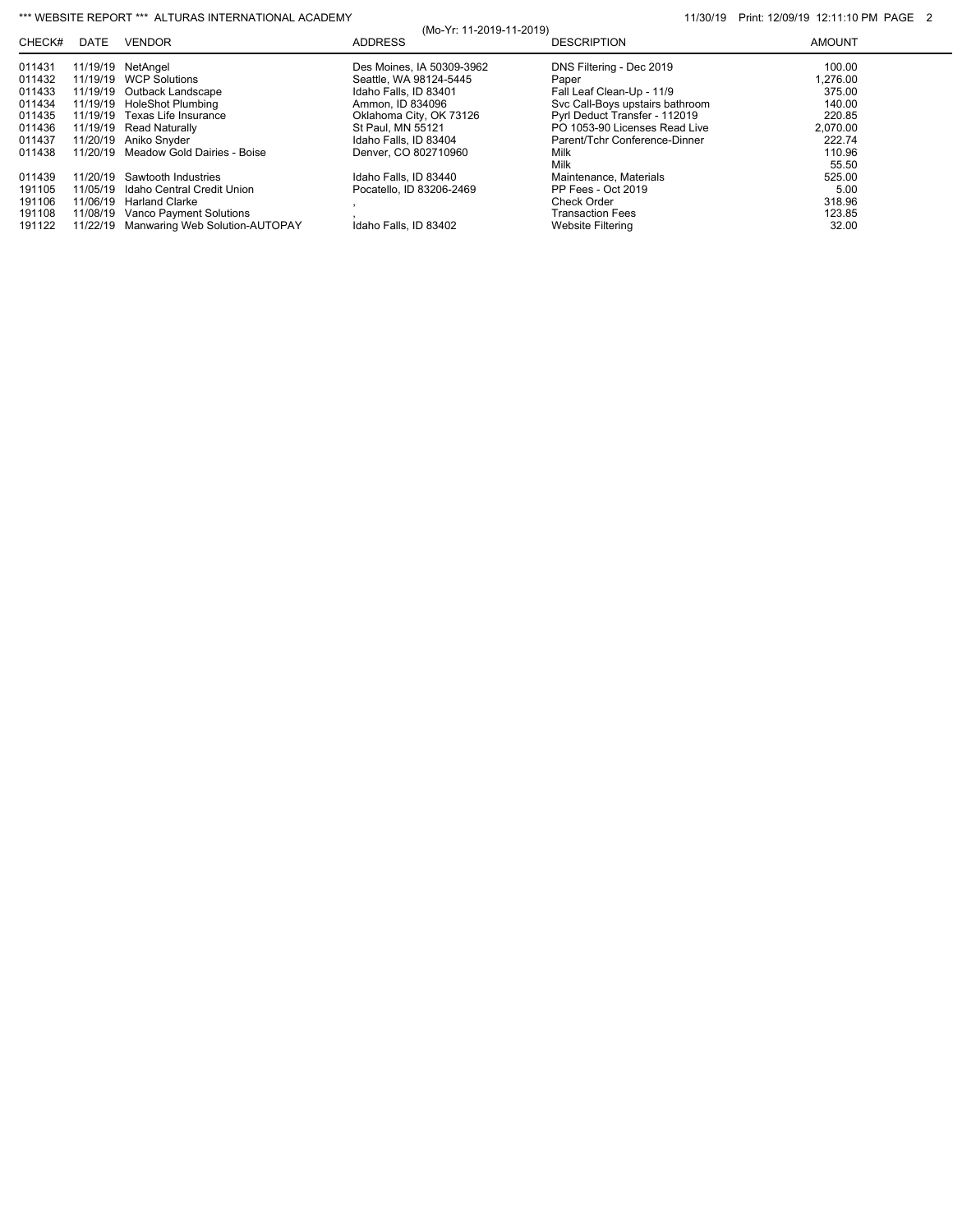| CHECK# | DATE | VENDOR | ADDRESS | DESCRIPTION | AMOUNT |
|---|---|---|---|---|---|
| 011431 | 11/19/19 | NetAngel | Des Moines, IA 50309-3962 | DNS Filtering - Dec 2019 | 100.00 |
| 011432 | 11/19/19 | WCP Solutions | Seattle, WA 98124-5445 | Paper | 1,276.00 |
| 011433 | 11/19/19 | Outback Landscape | Idaho Falls, ID 83401 | Fall Leaf Clean-Up - 11/9 | 375.00 |
| 011434 | 11/19/19 | HoleShot Plumbing | Ammon, ID 834096 | Svc Call-Boys upstairs bathroom | 140.00 |
| 011435 | 11/19/19 | Texas Life Insurance | Oklahoma City, OK 73126 | Pyrl Deduct Transfer - 112019 | 220.85 |
| 011436 | 11/19/19 | Read Naturally | St Paul, MN 55121 | PO 1053-90 Licenses Read Live | 2,070.00 |
| 011437 | 11/20/19 | Aniko Snyder | Idaho Falls, ID 83404 | Parent/Tchr Conference-Dinner | 222.74 |
| 011438 | 11/20/19 | Meadow Gold Dairies - Boise | Denver, CO 802710960 | Milk | 110.96 |
| | | | | Milk | 55.50 |
| 011439 | 11/20/19 | Sawtooth Industries | Idaho Falls, ID 83440 | Maintenance, Materials | 525.00 |
| 191105 | 11/05/19 | Idaho Central Credit Union | Pocatello, ID 83206-2469 | PP Fees - Oct 2019 | 5.00 |
| 191106 | 11/06/19 | Harland Clarke | , | Check Order | 318.96 |
| 191108 | 11/08/19 | Vanco Payment Solutions | , | Transaction Fees | 123.85 |
| 191122 | 11/22/19 | Manwaring Web Solution-AUTOPAY | Idaho Falls, ID 83402 | Website Filtering | 32.00 |